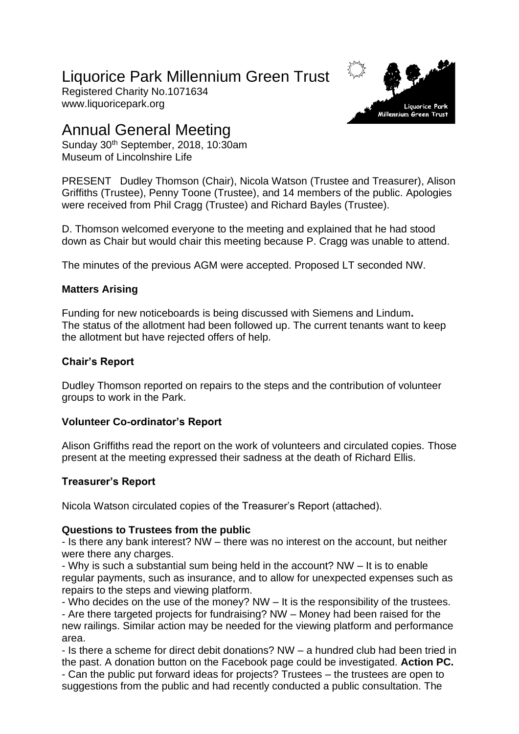# Liquorice Park Millennium Green Trust

Registered Charity No.1071634
www.liquoricepark.org

# Annual General Meeting

Sunday 30th September, 2018, 10:30am
Museum of Lincolnshire Life

PRESENT Dudley Thomson (Chair), Nicola Watson (Trustee and Treasurer), Alison Griffiths (Trustee), Penny Toone (Trustee), and 14 members of the public. Apologies were received from Phil Cragg (Trustee) and Richard Bayles (Trustee).

D. Thomson welcomed everyone to the meeting and explained that he had stood down as Chair but would chair this meeting because P. Cragg was unable to attend.

The minutes of the previous AGM were accepted. Proposed LT seconded NW.

**Matters Arising**

Funding for new noticeboards is being discussed with Siemens and Lindum**.**
The status of the allotment had been followed up. The current tenants want to keep the allotment but have rejected offers of help.

**Chair's Report**

Dudley Thomson reported on repairs to the steps and the contribution of volunteer groups to work in the Park.

**Volunteer Co-ordinator's Report**

Alison Griffiths read the report on the work of volunteers and circulated copies. Those present at the meeting expressed their sadness at the death of Richard Ellis.

**Treasurer's Report**

Nicola Watson circulated copies of the Treasurer's Report (attached).

**Questions to Trustees from the public**

- Is there any bank interest? NW – there was no interest on the account, but neither were there any charges.
- Why is such a substantial sum being held in the account? NW – It is to enable regular payments, such as insurance, and to allow for unexpected expenses such as repairs to the steps and viewing platform.
- Who decides on the use of the money? NW – It is the responsibility of the trustees.
- Are there targeted projects for fundraising? NW – Money had been raised for the new railings. Similar action may be needed for the viewing platform and performance area.
- Is there a scheme for direct debit donations? NW – a hundred club had been tried in the past. A donation button on the Facebook page could be investigated. **Action PC.**
- Can the public put forward ideas for projects? Trustees – the trustees are open to suggestions from the public and had recently conducted a public consultation. The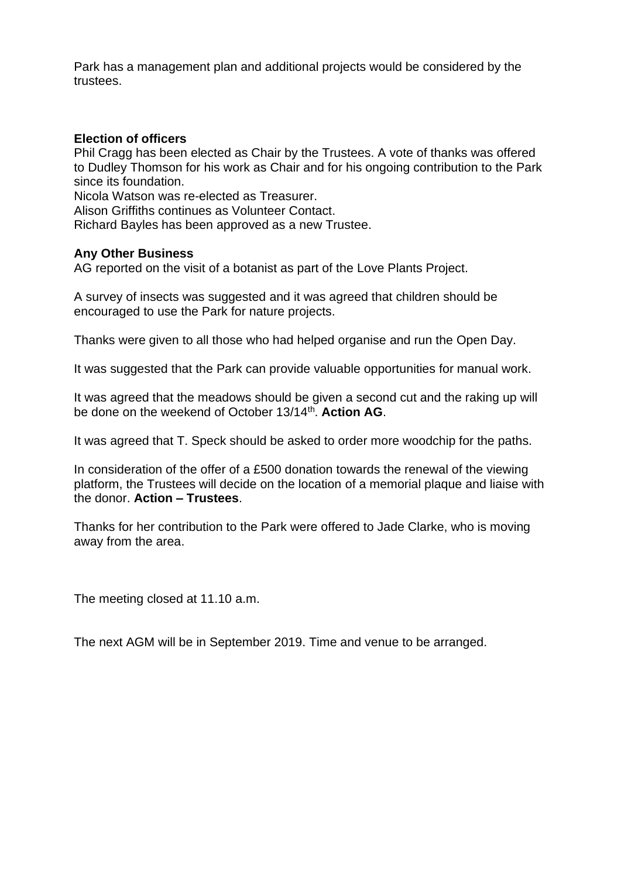Park has a management plan and additional projects would be considered by the trustees.

**Election of officers**

Phil Cragg has been elected as Chair by the Trustees. A vote of thanks was offered to Dudley Thomson for his work as Chair and for his ongoing contribution to the Park since its foundation.
Nicola Watson was re-elected as Treasurer.
Alison Griffiths continues as Volunteer Contact.
Richard Bayles has been approved as a new Trustee.

**Any Other Business**

AG reported on the visit of a botanist as part of the Love Plants Project.

A survey of insects was suggested and it was agreed that children should be encouraged to use the Park for nature projects.

Thanks were given to all those who had helped organise and run the Open Day.

It was suggested that the Park can provide valuable opportunities for manual work.

It was agreed that the meadows should be given a second cut and the raking up will be done on the weekend of October 13/14th. **Action AG**.

It was agreed that T. Speck should be asked to order more woodchip for the paths.

In consideration of the offer of a £500 donation towards the renewal of the viewing platform, the Trustees will decide on the location of a memorial plaque and liaise with the donor. **Action – Trustees**.

Thanks for her contribution to the Park were offered to Jade Clarke, who is moving away from the area.

The meeting closed at 11.10 a.m.

The next AGM will be in September 2019. Time and venue to be arranged.